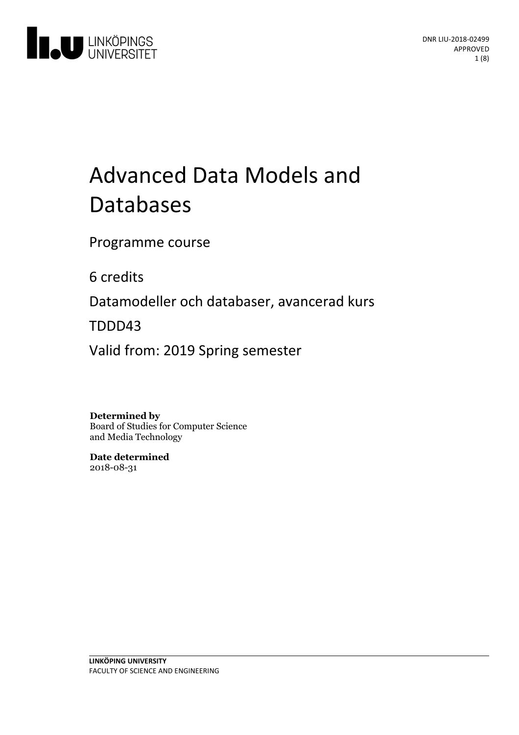LINKÖPINGS UNIVERSITET

DNR LIU-2018-02499
APPROVED

# Advanced Data Models and Databases

Programme course

6 credits

Datamodeller och databaser, avancerad kurs

TDDD43

Valid from: 2019 Spring semester

**Determined by**
Board of Studies for Computer Science and Media Technology

**Date determined**
2018-08-31

**LINKÖPING UNIVERSITY**
FACULTY OF SCIENCE AND ENGINEERING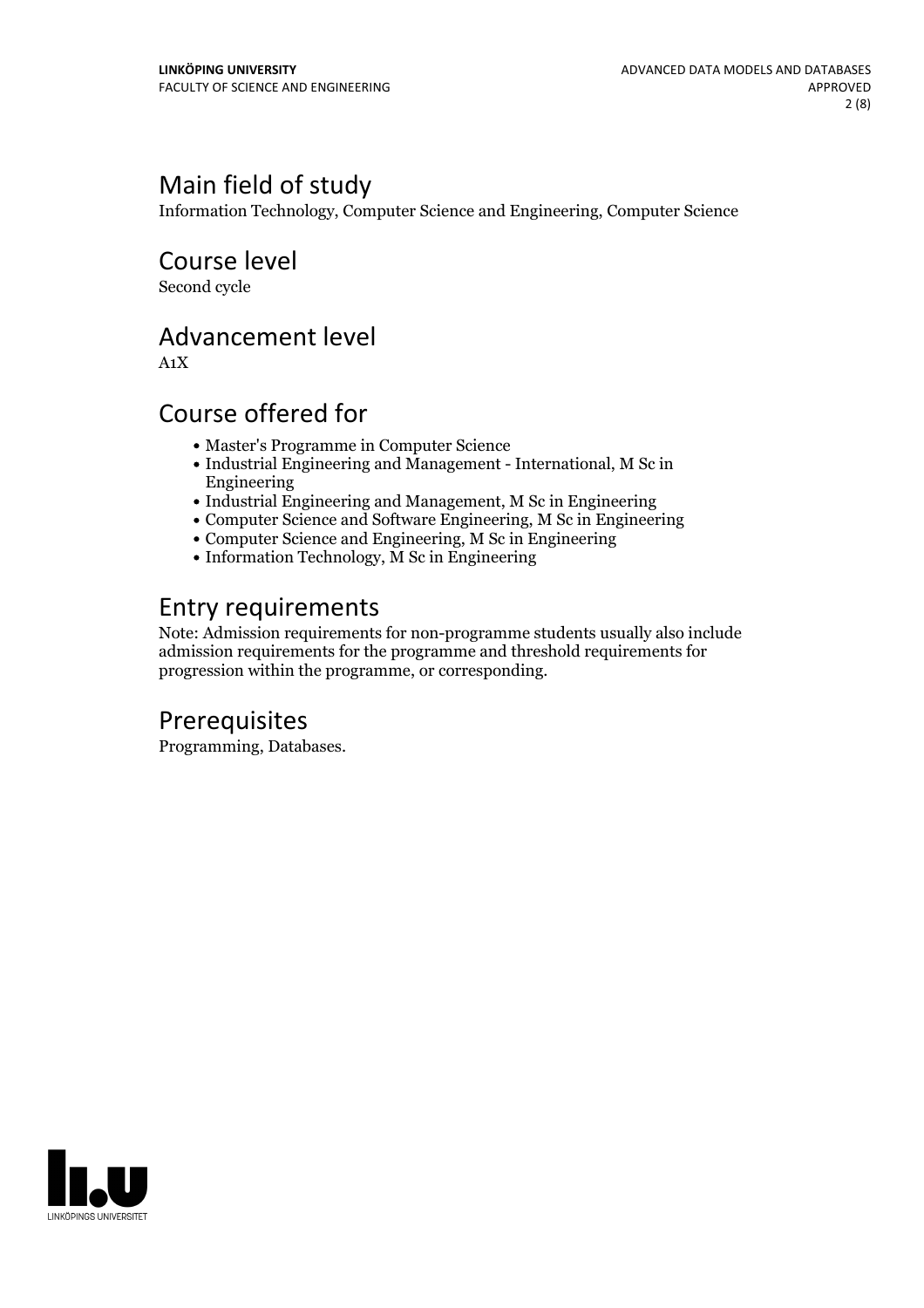## Main field of study

Information Technology, Computer Science and Engineering, Computer Science

## Course level

Second cycle

## Advancement level

A1X

## Course offered for

- Master's Programme in Computer Science
- Industrial Engineering and Management - International, M Sc in Engineering
- Industrial Engineering and Management, M Sc in Engineering
- Computer Science and Software Engineering, M Sc in Engineering
- Computer Science and Engineering, M Sc in Engineering
- Information Technology, M Sc in Engineering

## Entry requirements

Note: Admission requirements for non-programme students usually also include admission requirements for the programme and threshold requirements for progression within the programme, or corresponding.

## Prerequisites

Programming, Databases.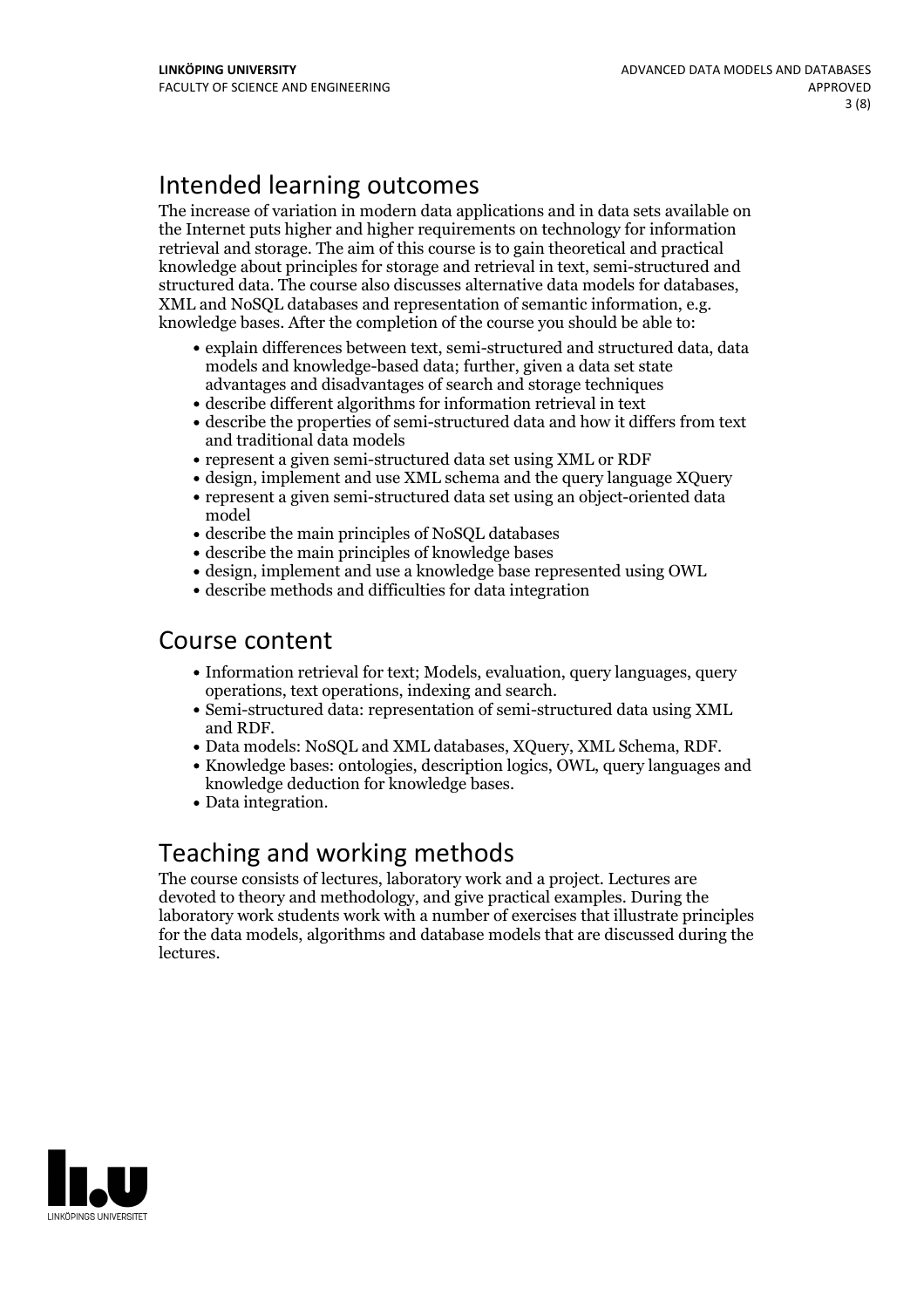## Intended learning outcomes

The increase of variation in modern data applications and in data sets available on the Internet puts higher and higher requirements on technology for information retrieval and storage. The aim of this course is to gain theoretical and practical knowledge about principles for storage and retrieval in text, semi-structured and structured data. The course also discusses alternative data models for databases, XML and NoSQL databases and representation of semantic information, e.g. knowledge bases. After the completion of the course you should be able to:

- explain differences between text, semi-structured and structured data, data models and knowledge-based data; further, given a data set state advantages and disadvantages of search and storage techniques
- describe different algorithms for information retrieval in text
- describe the properties of semi-structured data and how it differs from text and traditional data models
- represent a given semi-structured data set using XML or RDF
- design, implement and use XML schema and the query language XQuery
- represent a given semi-structured data set using an object-oriented data model
- describe the main principles of NoSQL databases
- describe the main principles of knowledge bases
- design, implement and use a knowledge base represented using OWL
- describe methods and difficulties for data integration

## Course content

- Information retrieval for text; Models, evaluation, query languages, query operations, text operations, indexing and search.
- Semi-structured data: representation of semi-structured data using XML and RDF.
- Data models: NoSQL and XML databases, XQuery, XML Schema, RDF.
- Knowledge bases: ontologies, description logics, OWL, query languages and knowledge deduction for knowledge bases.
- Data integration.

## Teaching and working methods

The course consists of lectures, laboratory work and a project. Lectures are devoted to theory and methodology, and give practical examples. During the laboratory work students work with a number of exercises that illustrate principles for the data models, algorithms and database models that are discussed during the lectures.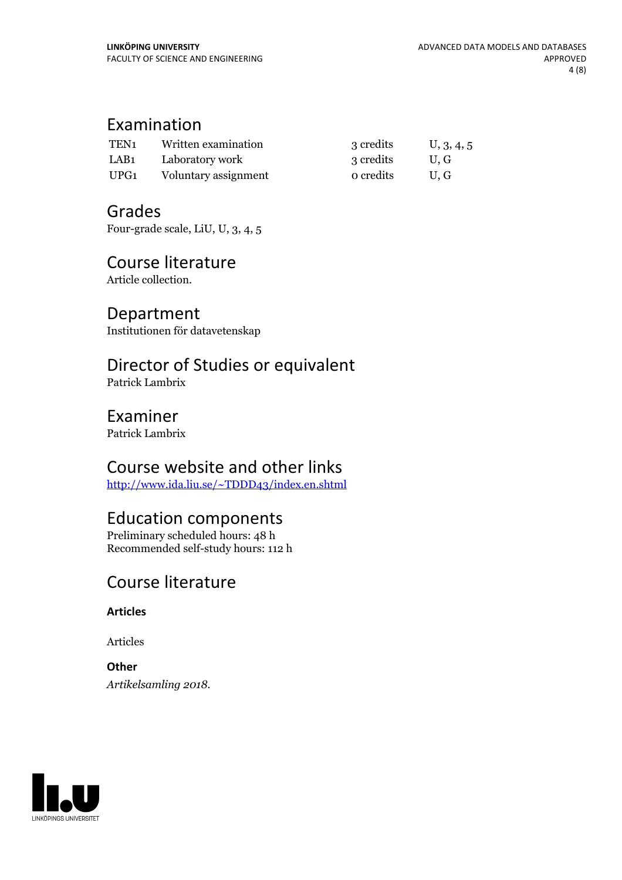## Examination

| | | | |
|---|---|---|---|
| TEN1 | Written examination | 3 credits | U, 3, 4, 5 |
| LAB1 | Laboratory work | 3 credits | U, G |
| UPG1 | Voluntary assignment | 0 credits | U, G |

## Grades

Four-grade scale, LiU, U, 3, 4, 5

## Course literature

Article collection.

## Department

Institutionen för datavetenskap

## Director of Studies or equivalent

Patrick Lambrix

## Examiner

Patrick Lambrix

## Course website and other links

http://www.ida.liu.se/~TDDD43/index.en.shtml

## Education components

Preliminary scheduled hours: 48 h
Recommended self-study hours: 112 h

## Course literature

### Articles

Articles

### Other

*Artikelsamling 2018.*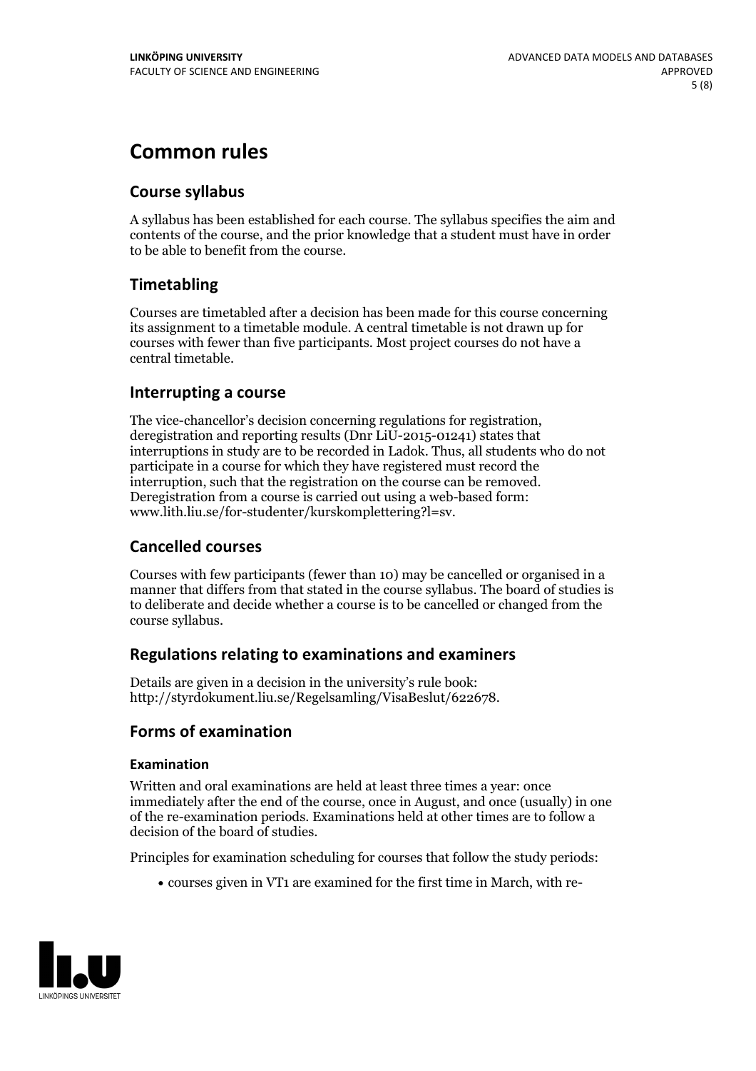# Common rules

## Course syllabus

A syllabus has been established for each course. The syllabus specifies the aim and contents of the course, and the prior knowledge that a student must have in order to be able to benefit from the course.

## Timetabling

Courses are timetabled after a decision has been made for this course concerning its assignment to a timetable module. A central timetable is not drawn up for courses with fewer than five participants. Most project courses do not have a central timetable.

## Interrupting a course

The vice-chancellor's decision concerning regulations for registration, deregistration and reporting results (Dnr LiU-2015-01241) states that interruptions in study are to be recorded in Ladok. Thus, all students who do not participate in a course for which they have registered must record the interruption, such that the registration on the course can be removed. Deregistration from a course is carried out using a web-based form: www.lith.liu.se/for-studenter/kurskomplettering?l=sv.

## Cancelled courses

Courses with few participants (fewer than 10) may be cancelled or organised in a manner that differs from that stated in the course syllabus. The board of studies is to deliberate and decide whether a course is to be cancelled or changed from the course syllabus.

## Regulations relating to examinations and examiners

Details are given in a decision in the university's rule book: http://styrdokument.liu.se/Regelsamling/VisaBeslut/622678.

## Forms of examination

### Examination

Written and oral examinations are held at least three times a year: once immediately after the end of the course, once in August, and once (usually) in one of the re-examination periods. Examinations held at other times are to follow a decision of the board of studies.

Principles for examination scheduling for courses that follow the study periods:

- courses given in VT1 are examined for the first time in March, with re-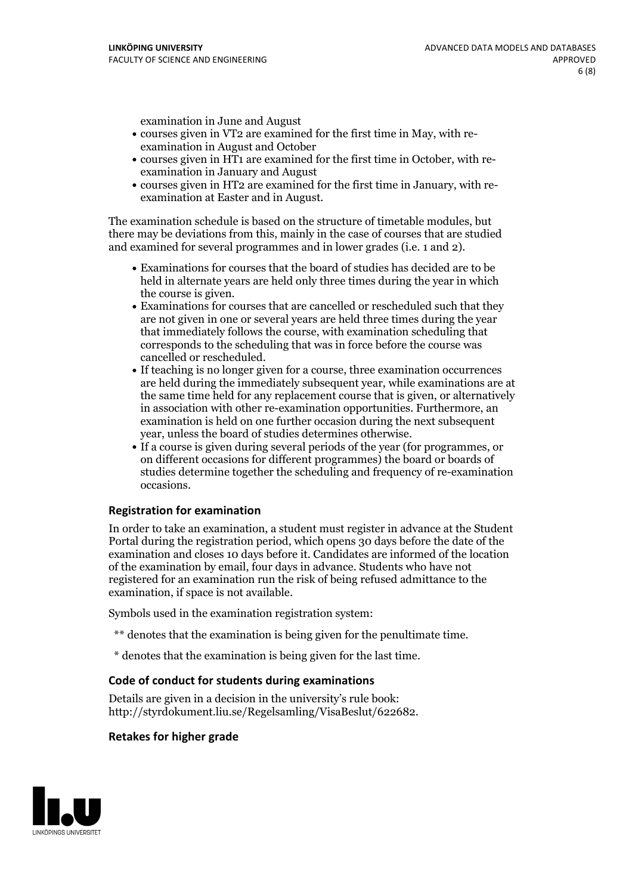examination in June and August

- courses given in VT2 are examined for the first time in May, with re-examination in August and October
- courses given in HT1 are examined for the first time in October, with re-examination in January and August
- courses given in HT2 are examined for the first time in January, with re-examination at Easter and in August.

The examination schedule is based on the structure of timetable modules, but there may be deviations from this, mainly in the case of courses that are studied and examined for several programmes and in lower grades (i.e. 1 and 2).

- Examinations for courses that the board of studies has decided are to be held in alternate years are held only three times during the year in which the course is given.
- Examinations for courses that are cancelled or rescheduled such that they are not given in one or several years are held three times during the year that immediately follows the course, with examination scheduling that corresponds to the scheduling that was in force before the course was cancelled or rescheduled.
- If teaching is no longer given for a course, three examination occurrences are held during the immediately subsequent year, while examinations are at the same time held for any replacement course that is given, or alternatively in association with other re-examination opportunities. Furthermore, an examination is held on one further occasion during the next subsequent year, unless the board of studies determines otherwise.
- If a course is given during several periods of the year (for programmes, or on different occasions for different programmes) the board or boards of studies determine together the scheduling and frequency of re-examination occasions.

### Registration for examination

In order to take an examination, a student must register in advance at the Student Portal during the registration period, which opens 30 days before the date of the examination and closes 10 days before it. Candidates are informed of the location of the examination by email, four days in advance. Students who have not registered for an examination run the risk of being refused admittance to the examination, if space is not available.

Symbols used in the examination registration system:

** denotes that the examination is being given for the penultimate time.

* denotes that the examination is being given for the last time.

### Code of conduct for students during examinations

Details are given in a decision in the university's rule book: http://styrdokument.liu.se/Regelsamling/VisaBeslut/622682.

### Retakes for higher grade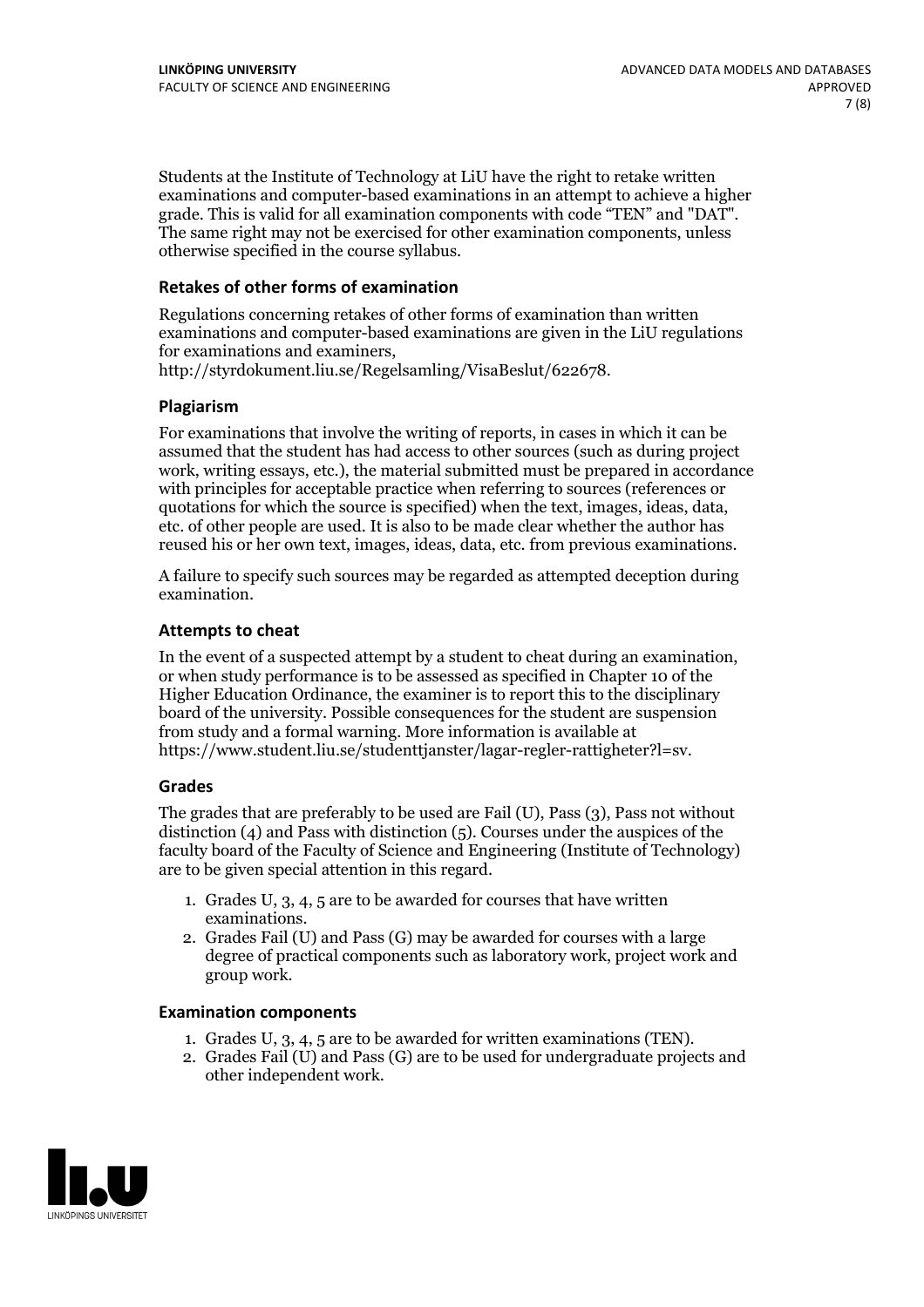Students at the Institute of Technology at LiU have the right to retake written examinations and computer-based examinations in an attempt to achieve a higher grade. This is valid for all examination components with code "TEN" and "DAT". The same right may not be exercised for other examination components, unless otherwise specified in the course syllabus.

### Retakes of other forms of examination

Regulations concerning retakes of other forms of examination than written examinations and computer-based examinations are given in the LiU regulations for examinations and examiners, http://styrdokument.liu.se/Regelsamling/VisaBeslut/622678.

### Plagiarism

For examinations that involve the writing of reports, in cases in which it can be assumed that the student has had access to other sources (such as during project work, writing essays, etc.), the material submitted must be prepared in accordance with principles for acceptable practice when referring to sources (references or quotations for which the source is specified) when the text, images, ideas, data, etc. of other people are used. It is also to be made clear whether the author has reused his or her own text, images, ideas, data, etc. from previous examinations.

A failure to specify such sources may be regarded as attempted deception during examination.

### Attempts to cheat

In the event of a suspected attempt by a student to cheat during an examination, or when study performance is to be assessed as specified in Chapter 10 of the Higher Education Ordinance, the examiner is to report this to the disciplinary board of the university. Possible consequences for the student are suspension from study and a formal warning. More information is available at https://www.student.liu.se/studenttjanster/lagar-regler-rattigheter?l=sv.

### Grades

The grades that are preferably to be used are Fail (U), Pass (3), Pass not without distinction (4) and Pass with distinction (5). Courses under the auspices of the faculty board of the Faculty of Science and Engineering (Institute of Technology) are to be given special attention in this regard.

1. Grades U, 3, 4, 5 are to be awarded for courses that have written examinations.
2. Grades Fail (U) and Pass (G) may be awarded for courses with a large degree of practical components such as laboratory work, project work and group work.

### Examination components

1. Grades U, 3, 4, 5 are to be awarded for written examinations (TEN).
2. Grades Fail (U) and Pass (G) are to be used for undergraduate projects and other independent work.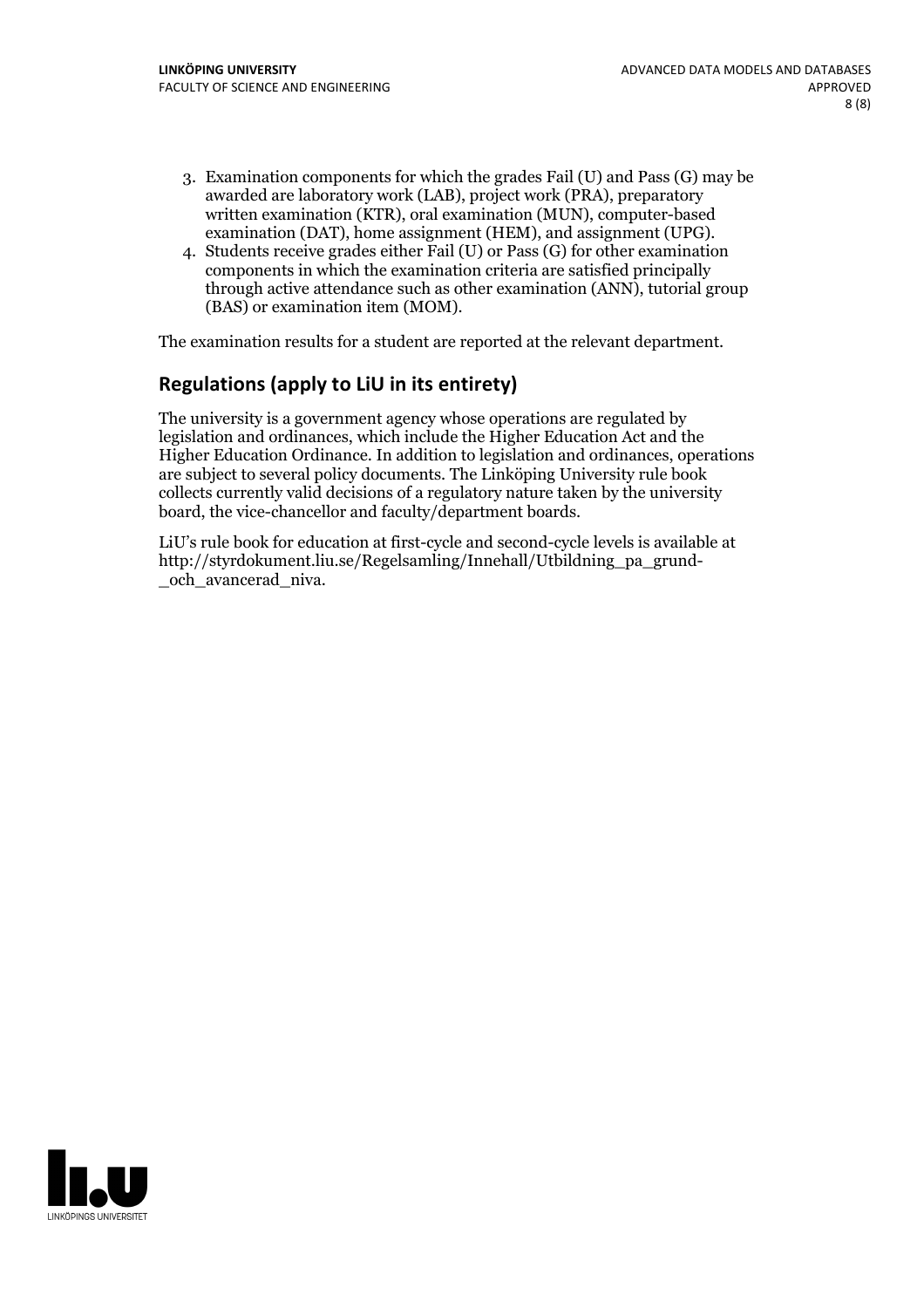3. Examination components for which the grades Fail (U) and Pass (G) may be awarded are laboratory work (LAB), project work (PRA), preparatory written examination (KTR), oral examination (MUN), computer-based examination (DAT), home assignment (HEM), and assignment (UPG).
4. Students receive grades either Fail (U) or Pass (G) for other examination components in which the examination criteria are satisfied principally through active attendance such as other examination (ANN), tutorial group (BAS) or examination item (MOM).

The examination results for a student are reported at the relevant department.

## Regulations (apply to LiU in its entirety)

The university is a government agency whose operations are regulated by legislation and ordinances, which include the Higher Education Act and the Higher Education Ordinance. In addition to legislation and ordinances, operations are subject to several policy documents. The Linköping University rule book collects currently valid decisions of a regulatory nature taken by the university board, the vice-chancellor and faculty/department boards.

LiU's rule book for education at first-cycle and second-cycle levels is available at http://styrdokument.liu.se/Regelsamling/Innehall/Utbildning_pa_grund-_och_avancerad_niva.